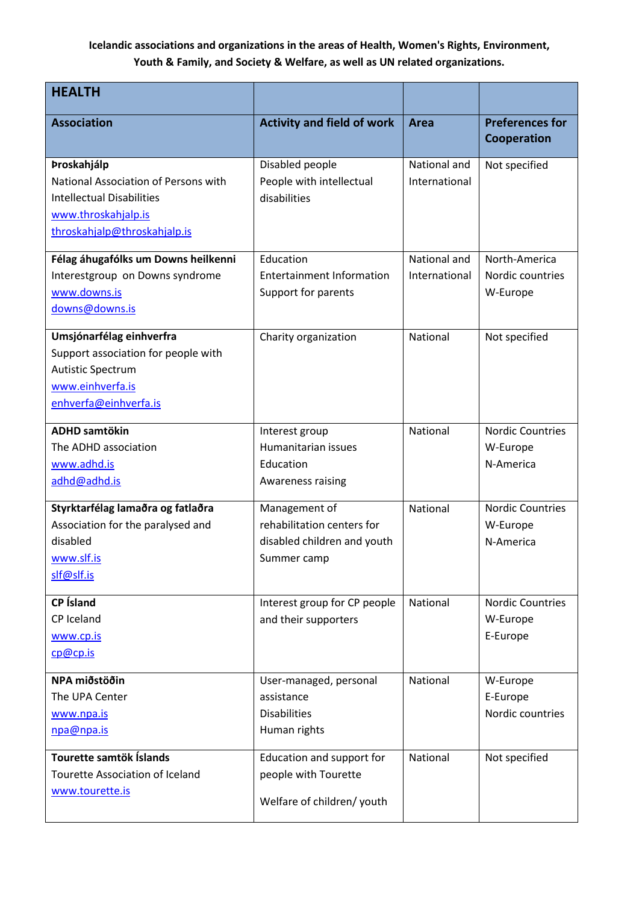**Icelandic associations and organizations in the areas of Health, Women's Rights, Environment, Youth & Family, and Society & Welfare, as well as UN related organizations.**

| **HEALTH** | | | |
|---|---|---|---|
| **Association** | **Activity and field of work** | **Area** | **Preferences for Cooperation** |
| **Þroskahjálp**<br>National Association of Persons with Intellectual Disabilities<br>www.throskahjalp.is<br>throskahjalp@throskahjalp.is | Disabled people<br>People with intellectual disabilities | National and International | Not specified |
| **Félag áhugafólks um Downs heilkenni**<br>Interestgroup on Downs syndrome<br>www.downs.is<br>downs@downs.is | Education<br>Entertainment Information<br>Support for parents | National and International | North-America<br>Nordic countries<br>W-Europe |
| **Umsjónarfélag einhverfra**<br>Support association for people with Autistic Spectrum<br>www.einhverfa.is<br>enhverfa@einhverfa.is | Charity organization | National | Not specified |
| **ADHD samtökin**<br>The ADHD association<br>www.adhd.is<br>adhd@adhd.is | Interest group<br>Humanitarian issues<br>Education<br>Awareness raising | National | Nordic Countries<br>W-Europe<br>N-America |
| **Styrktarfélag lamaðra og fatlaðra**<br>Association for the paralysed and disabled<br>www.slf.is<br>slf@slf.is | Management of rehabilitation centers for disabled children and youth<br>Summer camp | National | Nordic Countries<br>W-Europe<br>N-America |
| **CP Ísland**<br>CP Iceland<br>www.cp.is<br>cp@cp.is | Interest group for CP people and their supporters | National | Nordic Countries<br>W-Europe<br>E-Europe |
| **NPA miðstöðin**<br>The UPA Center<br>www.npa.is<br>npa@npa.is | User-managed, personal assistance<br>Disabilities<br>Human rights | National | W-Europe<br>E-Europe<br>Nordic countries |
| **Tourette samtök Íslands**<br>Tourette Association of Iceland<br>www.tourette.is | Education and support for people with Tourette<br><br>Welfare of children/ youth | National | Not specified |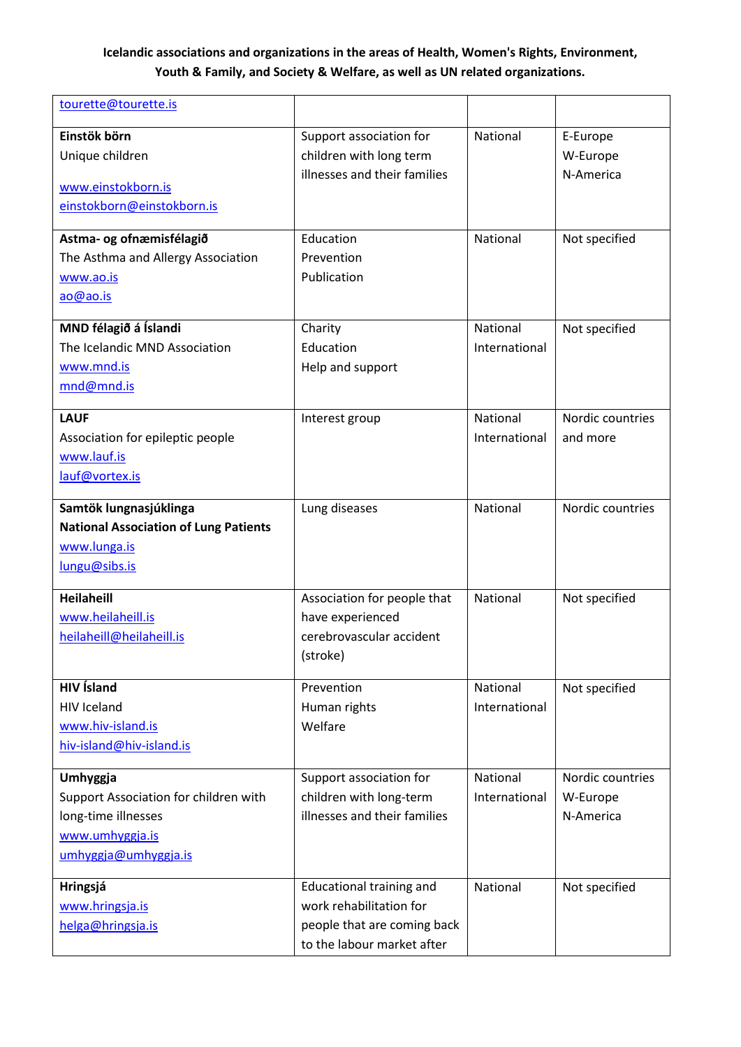**Icelandic associations and organizations in the areas of Health, Women's Rights, Environment, Youth & Family, and Society & Welfare, as well as UN related organizations.**

| | | | |
|---|---|---|---|
| tourette@tourette.is | | | |
| **Einstök börn**<br>Unique children<br><br>www.einstokborn.is<br>einstokborn@einstokborn.is | Support association for children with long term illnesses and their families | National | E-Europe<br>W-Europe<br>N-America |
| **Astma- og ofnæmisfélagið**<br>The Asthma and Allergy Association<br>www.ao.is<br>ao@ao.is | Education<br>Prevention<br>Publication | National | Not specified |
| **MND félagið á Íslandi**<br>The Icelandic MND Association<br>www.mnd.is<br>mnd@mnd.is | Charity<br>Education<br>Help and support | National<br>International | Not specified |
| **LAUF**<br>Association for epileptic people<br>www.lauf.is<br>lauf@vortex.is | Interest group | National<br>International | Nordic countries and more |
| **Samtök lungnasjúklinga**<br>**National Association of Lung Patients**<br>www.lunga.is<br>lungu@sibs.is | Lung diseases | National | Nordic countries |
| **Heilaheill**<br>www.heilaheill.is<br>heilaheill@heilaheill.is | Association for people that have experienced cerebrovascular accident (stroke) | National | Not specified |
| **HIV Ísland**<br>HIV Iceland<br>www.hiv-island.is<br>hiv-island@hiv-island.is | Prevention<br>Human rights<br>Welfare | National<br>International | Not specified |
| **Umhyggja**<br>Support Association for children with long-time illnesses<br>www.umhyggja.is<br>umhyggja@umhyggja.is | Support association for children with long-term illnesses and their families | National<br>International | Nordic countries<br>W-Europe<br>N-America |
| **Hringsjá**<br>www.hringsja.is<br>helga@hringsja.is | Educational training and work rehabilitation for people that are coming back to the labour market after | National | Not specified |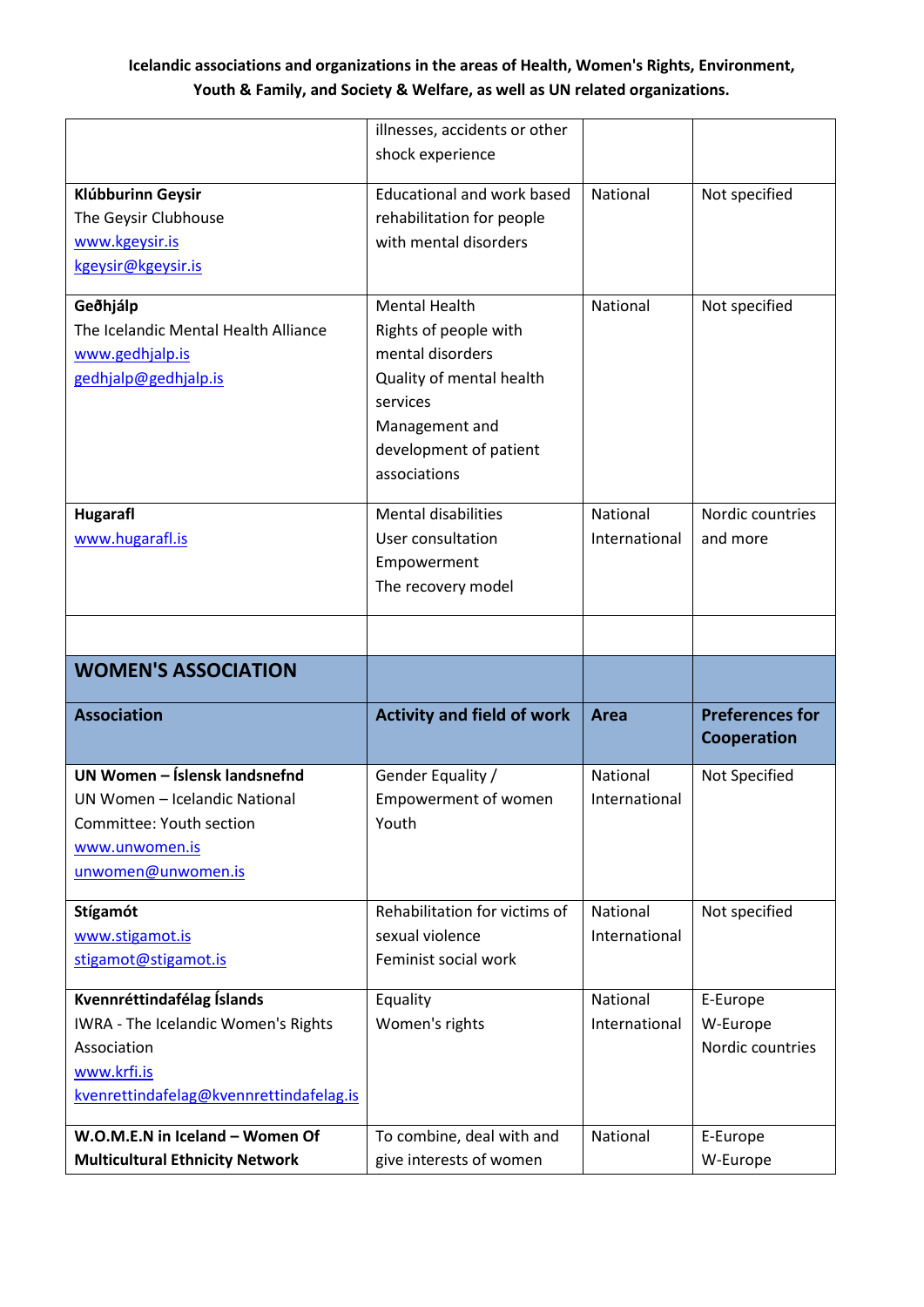**Icelandic associations and organizations in the areas of Health, Women's Rights, Environment, Youth & Family, and Society & Welfare, as well as UN related organizations.**

| | | | |
|---|---|---|---|
| | illnesses, accidents or other shock experience | | |
| **Klúbburinn Geysir**<br>The Geysir Clubhouse<br>www.kgeysir.is<br>kgeysir@kgeysir.is | Educational and work based rehabilitation for people with mental disorders | National | Not specified |
| **Geðhjálp**<br>The Icelandic Mental Health Alliance<br>www.gedhjalp.is<br>gedhjalp@gedhjalp.is | Mental Health<br>Rights of people with mental disorders<br>Quality of mental health services<br>Management and development of patient associations | National | Not specified |
| **Hugarafl**<br>www.hugarafl.is | Mental disabilities<br>User consultation<br>Empowerment<br>The recovery model | National<br>International | Nordic countries and more |
| | | | |
| **WOMEN'S ASSOCIATION** | | | |
| **Association** | **Activity and field of work** | **Area** | **Preferences for Cooperation** |
| **UN Women – Íslensk landsnefnd**<br>UN Women – Icelandic National Committee: Youth section<br>www.unwomen.is<br>unwomen@unwomen.is | Gender Equality / Empowerment of women<br>Youth | National<br>International | Not Specified |
| **Stígamót**<br>www.stigamot.is<br>stigamot@stigamot.is | Rehabilitation for victims of sexual violence<br>Feminist social work | National<br>International | Not specified |
| **Kvennréttindafélag Íslands**<br>IWRA - The Icelandic Women's Rights Association<br>www.krfi.is<br>kvenrettindafelag@kvennrettindafelag.is | Equality<br>Women's rights | National<br>International | E-Europe<br>W-Europe<br>Nordic countries |
| **W.O.M.E.N in Iceland – Women Of Multicultural Ethnicity Network** | To combine, deal with and give interests of women | National | E-Europe<br>W-Europe |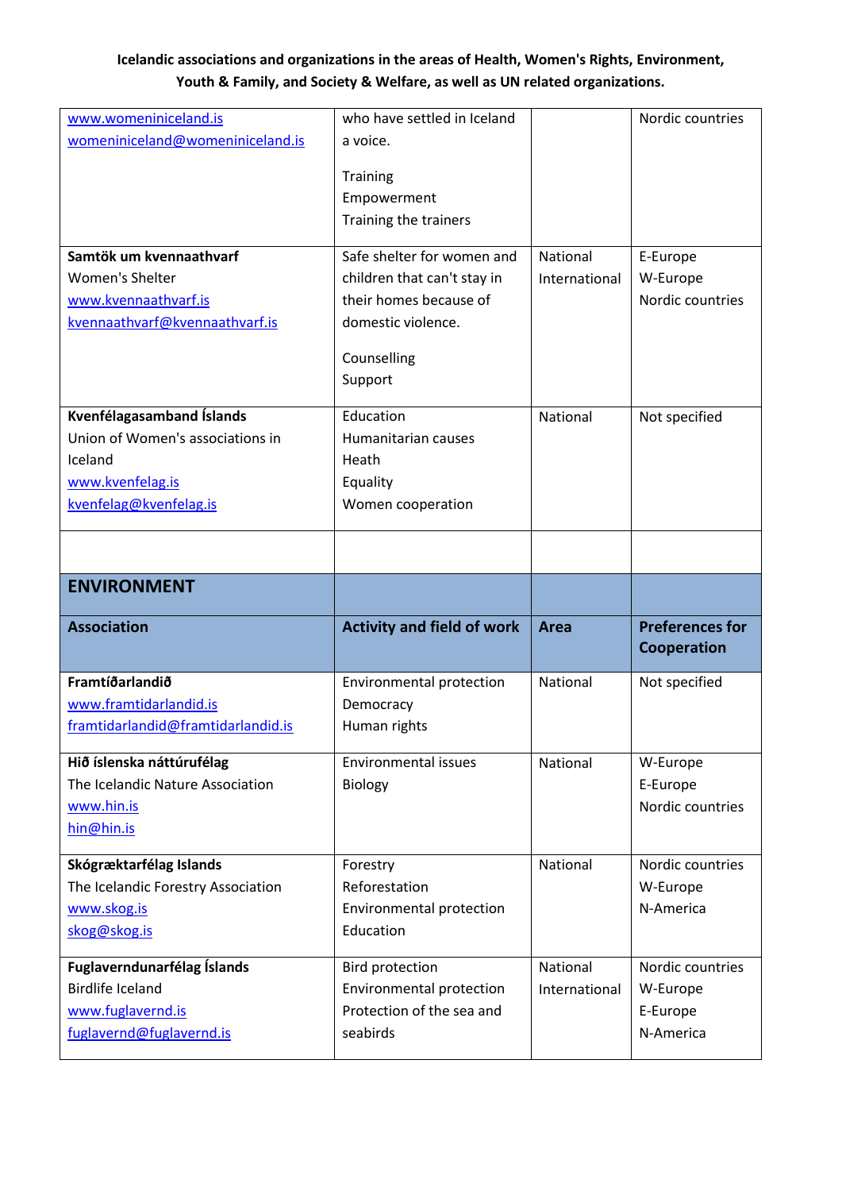**Icelandic associations and organizations in the areas of Health, Women's Rights, Environment, Youth & Family, and Society & Welfare, as well as UN related organizations.**

| | | | |
|---|---|---|---|
| www.womeniniceland.is<br>womeniniceland@womeniniceland.is | who have settled in Iceland a voice.<br><br>Training<br>Empowerment<br>Training the trainers | | Nordic countries |
| **Samtök um kvennaathvarf**<br>Women's Shelter<br>www.kvennaathvarf.is<br>kvennaathvarf@kvennaathvarf.is | Safe shelter for women and children that can't stay in their homes because of domestic violence.<br><br>Counselling<br>Support | National<br>International | E-Europe<br>W-Europe<br>Nordic countries |
| **Kvenfélagasamband Íslands**<br>Union of Women's associations in Iceland<br>www.kvenfelag.is<br>kvenfelag@kvenfelag.is | Education<br>Humanitarian causes<br>Heath<br>Equality<br>Women cooperation | National | Not specified |
| | | | |
| **ENVIRONMENT** | | | |
| **Association** | **Activity and field of work** | **Area** | **Preferences for Cooperation** |
| **Framtíðarlandið**<br>www.framtidarlandid.is<br>framtidarlandid@framtidarlandid.is | Environmental protection<br>Democracy<br>Human rights | National | Not specified |
| **Hið íslenska náttúrufélag**<br>The Icelandic Nature Association<br>www.hin.is<br>hin@hin.is | Environmental issues<br>Biology | National | W-Europe<br>E-Europe<br>Nordic countries |
| **Skógræktarfélag Islands**<br>The Icelandic Forestry Association<br>www.skog.is<br>skog@skog.is | Forestry<br>Reforestation<br>Environmental protection<br>Education | National | Nordic countries<br>W-Europe<br>N-America |
| **Fuglaverndunarfélag Íslands**<br>Birdlife Iceland<br>www.fuglavernd.is<br>fuglavernd@fuglavernd.is | Bird protection<br>Environmental protection<br>Protection of the sea and seabirds | National<br>International | Nordic countries<br>W-Europe<br>E-Europe<br>N-America |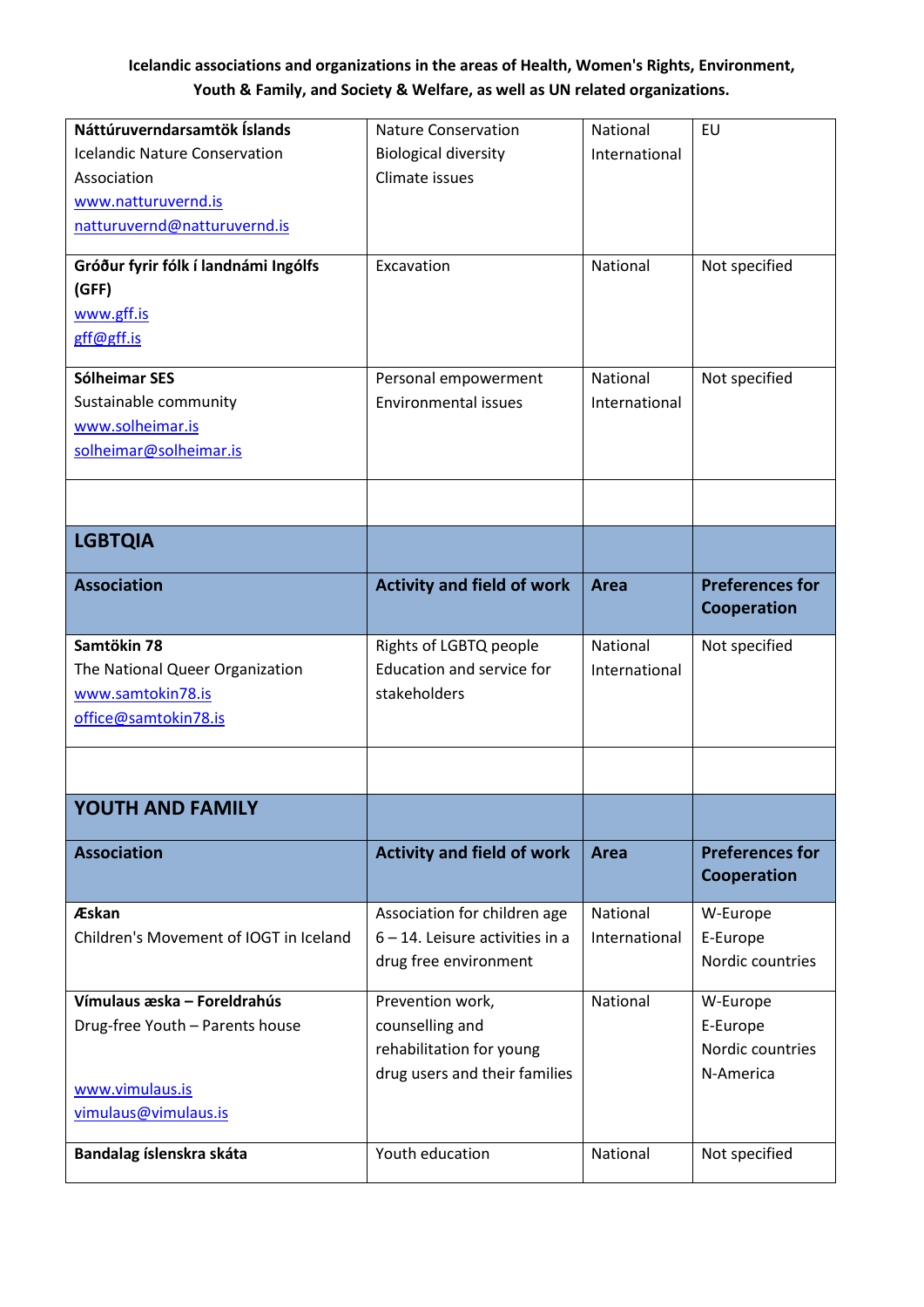**Icelandic associations and organizations in the areas of Health, Women's Rights, Environment, Youth & Family, and Society & Welfare, as well as UN related organizations.**

| | | | |
|---|---|---|---|
| **Náttúruverndarsamtök Íslands**<br>Icelandic Nature Conservation Association<br>www.natturuvernd.is<br>natturuvernd@natturuvernd.is | Nature Conservation<br>Biological diversity<br>Climate issues | National<br>International | EU |
| **Gróður fyrir fólk í landnámi Ingólfs (GFF)**<br>www.gff.is<br>gff@gff.is | Excavation | National | Not specified |
| **Sólheimar SES**<br>Sustainable community<br>www.solheimar.is<br>solheimar@solheimar.is | Personal empowerment<br>Environmental issues | National<br>International | Not specified |
| | | | |
| **LGBTQIA** | | | |
| **Association** | **Activity and field of work** | **Area** | **Preferences for Cooperation** |
| **Samtökin 78**<br>The National Queer Organization<br>www.samtokin78.is<br>office@samtokin78.is | Rights of LGBTQ people<br>Education and service for stakeholders | National<br>International | Not specified |
| | | | |
| **YOUTH AND FAMILY** | | | |
| **Association** | **Activity and field of work** | **Area** | **Preferences for Cooperation** |
| **Æskan**<br>Children's Movement of IOGT in Iceland | Association for children age 6 – 14. Leisure activities in a drug free environment | National<br>International | W-Europe<br>E-Europe<br>Nordic countries |
| **Vímulaus æska – Foreldrahús**<br>Drug-free Youth – Parents house<br>www.vimulaus.is<br>vimulaus@vimulaus.is | Prevention work, counselling and rehabilitation for young drug users and their families | National | W-Europe<br>E-Europe<br>Nordic countries<br>N-America |
| **Bandalag íslenskra skáta** | Youth education | National | Not specified |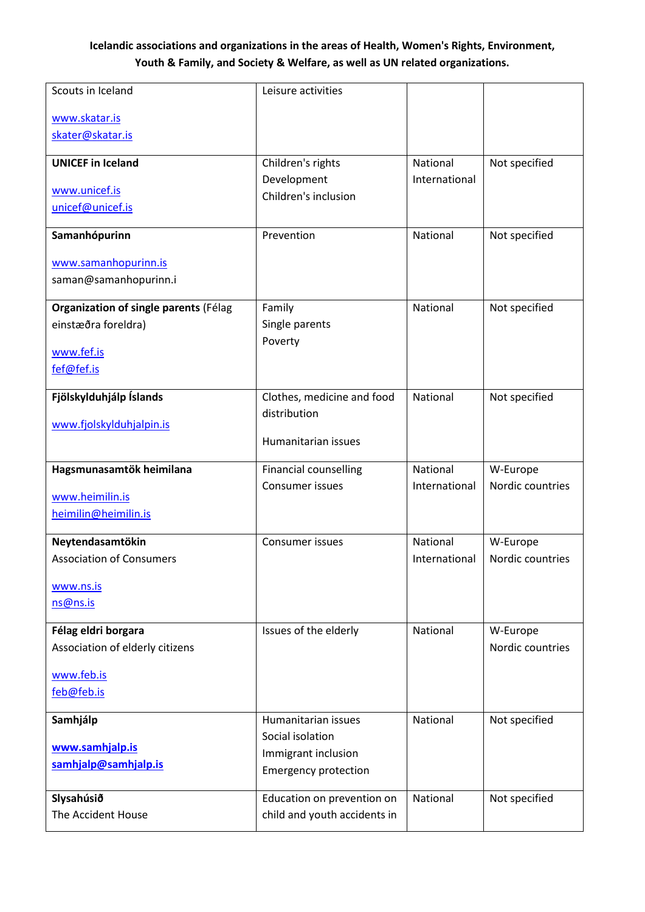**Icelandic associations and organizations in the areas of Health, Women's Rights, Environment, Youth & Family, and Society & Welfare, as well as UN related organizations.**

| | | | |
|---|---|---|---|
| Scouts in Iceland<br><br>www.skatar.is<br>skater@skatar.is | Leisure activities | | |
| **UNICEF in Iceland**<br><br>www.unicef.is<br>unicef@unicef.is | Children's rights<br>Development<br>Children's inclusion | National<br>International | Not specified |
| **Samanhópurinn**<br><br>www.samanhopurinn.is<br>saman@samanhopurinn.i | Prevention | National | Not specified |
| **Organization of single parents** (Félag einstæðra foreldra)<br><br>www.fef.is<br>fef@fef.is | Family<br>Single parents<br>Poverty | National | Not specified |
| **Fjölskylduhjálp Íslands**<br><br>www.fjolskylduhjalpin.is | Clothes, medicine and food distribution<br><br>Humanitarian issues | National | Not specified |
| **Hagsmunasamtök heimilana**<br><br>www.heimilin.is<br>heimilin@heimilin.is | Financial counselling<br>Consumer issues | National<br>International | W-Europe<br>Nordic countries |
| **Neytendasamtökin**<br>Association of Consumers<br><br>www.ns.is<br>ns@ns.is | Consumer issues | National<br>International | W-Europe<br>Nordic countries |
| **Félag eldri borgara**<br>Association of elderly citizens<br><br>www.feb.is<br>feb@feb.is | Issues of the elderly | National | W-Europe<br>Nordic countries |
| **Samhjálp**<br><br>**www.samhjalp.is**<br>**samhjalp@samhjalp.is** | Humanitarian issues<br>Social isolation<br>Immigrant inclusion<br>Emergency protection | National | Not specified |
| **Slysahúsið**<br>The Accident House | Education on prevention on child and youth accidents in | National | Not specified |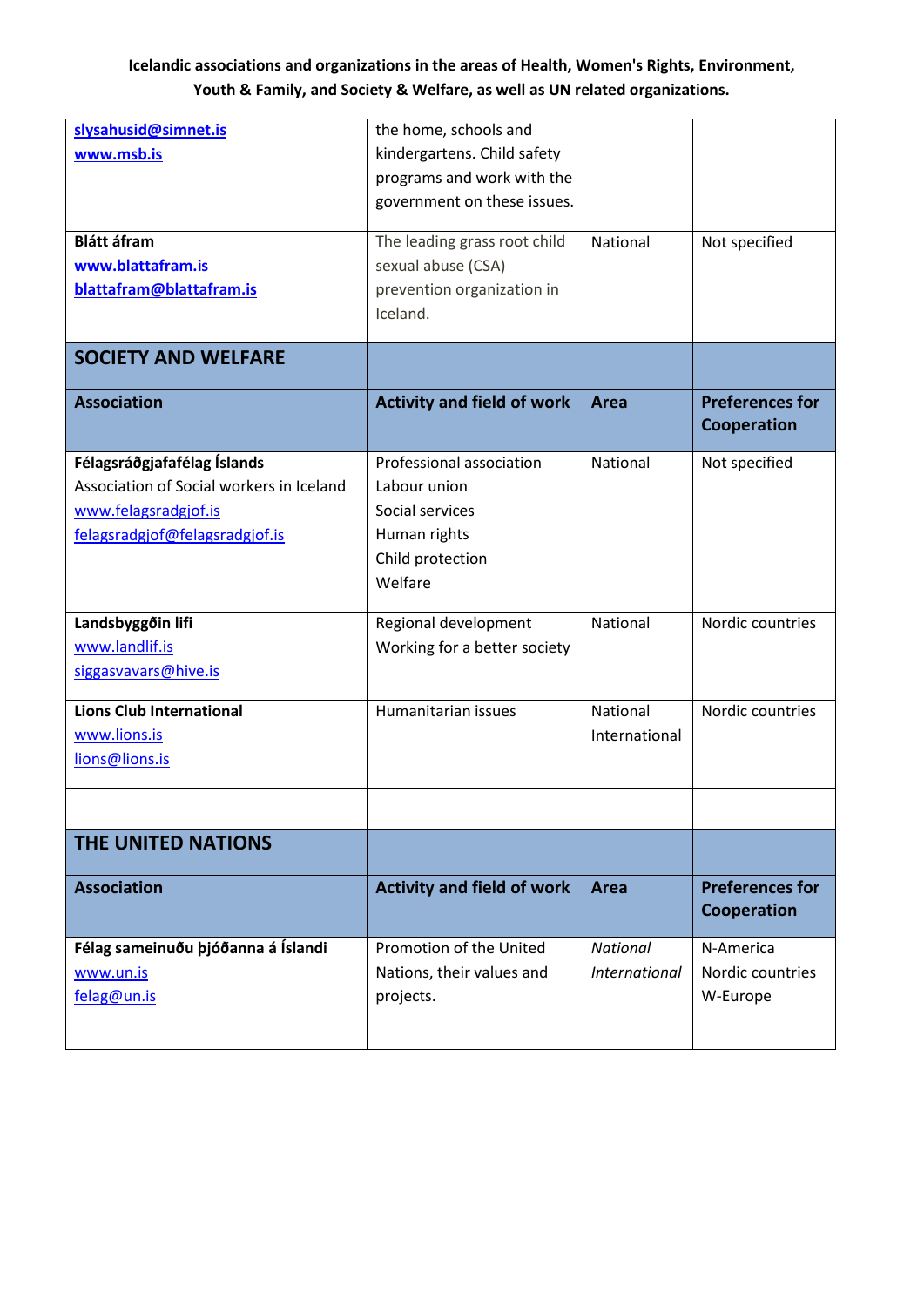**Icelandic associations and organizations in the areas of Health, Women's Rights, Environment, Youth & Family, and Society & Welfare, as well as UN related organizations.**

| | | | |
|---|---|---|---|
| slysahusid@simnet.is<br>www.msb.is | the home, schools and kindergartens. Child safety programs and work with the government on these issues. | | |
| **Blátt áfram**<br>www.blattafram.is<br>blattafram@blattafram.is | The leading grass root child sexual abuse (CSA) prevention organization in Iceland. | National | Not specified |
| **SOCIETY AND WELFARE** | | | |
| **Association** | **Activity and field of work** | **Area** | **Preferences for Cooperation** |
| **Félagsráðgjafafélag Íslands**<br>Association of Social workers in Iceland<br>www.felagsradgjof.is<br>felagsradgjof@felagsradgjof.is | Professional association<br>Labour union<br>Social services<br>Human rights<br>Child protection<br>Welfare | National | Not specified |
| **Landsbyggðin lifi**<br>www.landlif.is<br>siggasvavars@hive.is | Regional development<br>Working for a better society | National | Nordic countries |
| **Lions Club International**<br>www.lions.is<br>lions@lions.is | Humanitarian issues | National<br>International | Nordic countries |
| | | | |
| **THE UNITED NATIONS** | | | |
| **Association** | **Activity and field of work** | **Area** | **Preferences for Cooperation** |
| **Félag sameinuðu þjóðanna á Íslandi**<br>www.un.is<br>felag@un.is | Promotion of the United Nations, their values and projects. | *National*<br>*International* | N-America<br>Nordic countries<br>W-Europe |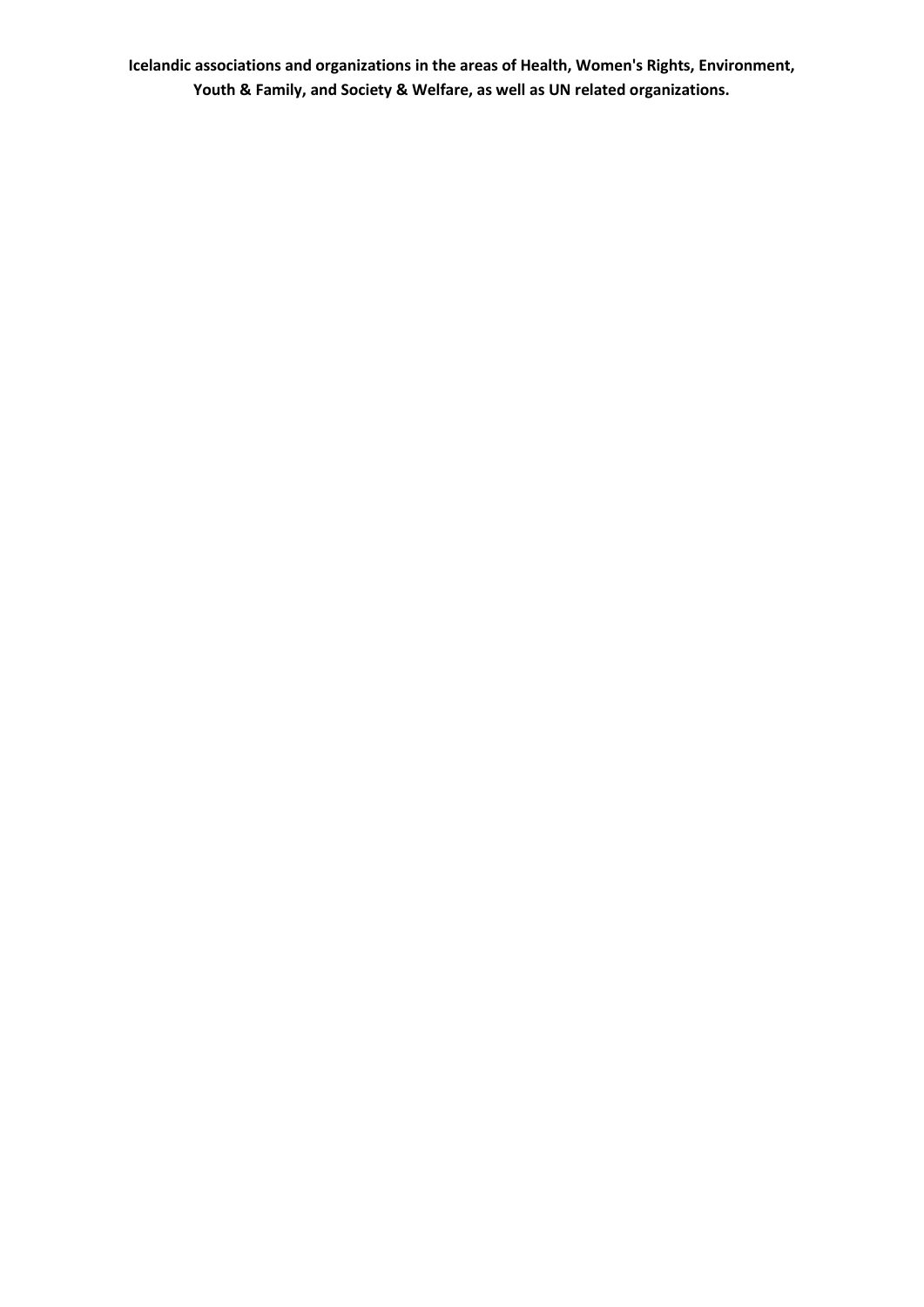**Icelandic associations and organizations in the areas of Health, Women's Rights, Environment, Youth & Family, and Society & Welfare, as well as UN related organizations.**